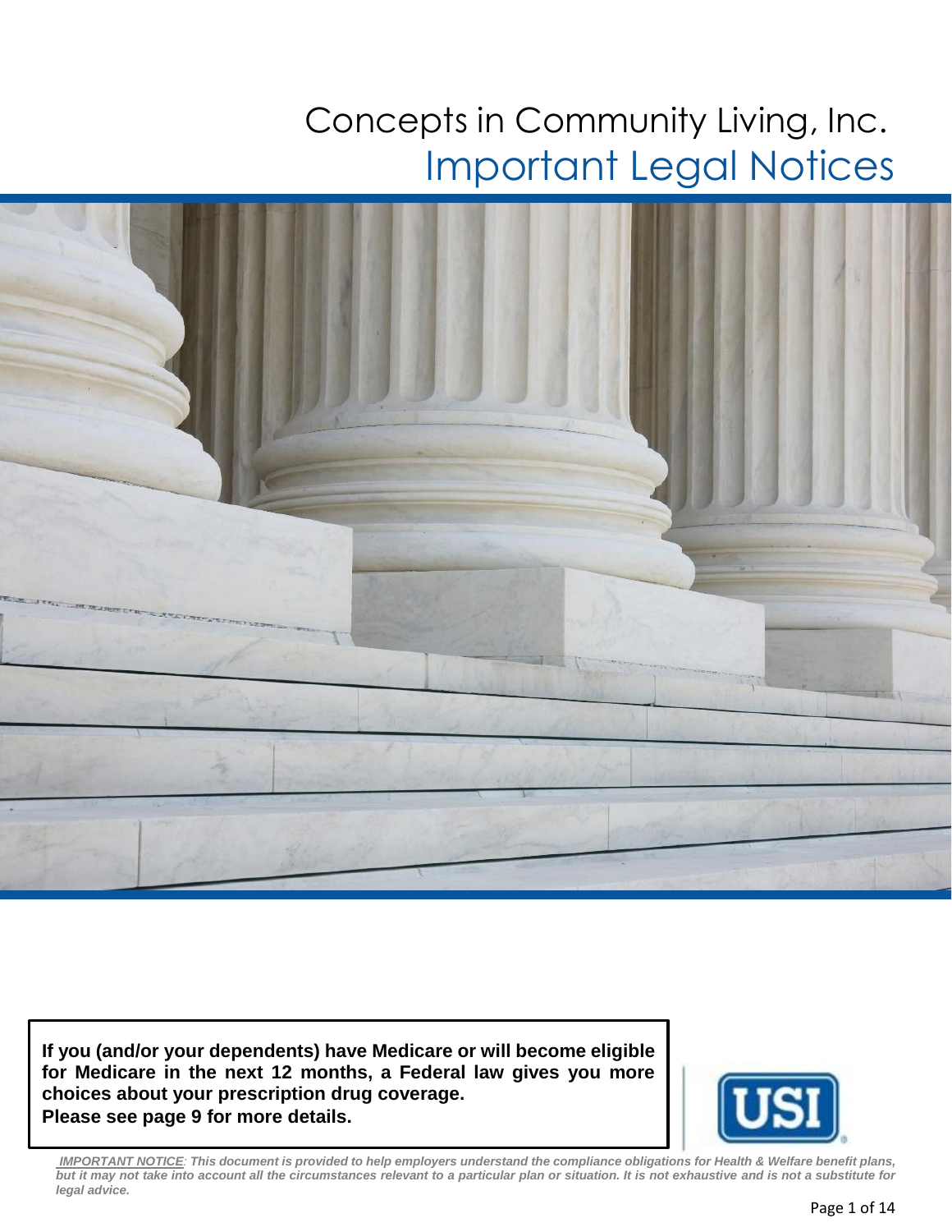# Concepts in Community Living, Inc.

## Important Legal Notices

**If you (and/or your dependents) have Medicare or will become eligible for Medicare in the next 12 months, a Federal law gives you more choices about your prescription drug coverage.**
**Please see page 9 for more details.**

***IMPORTANT NOTICE**: This document is provided to help employers understand the compliance obligations for Health & Welfare benefit plans, but it may not take into account all the circumstances relevant to a particular plan or situation. It is not exhaustive and is not a substitute for legal advice.*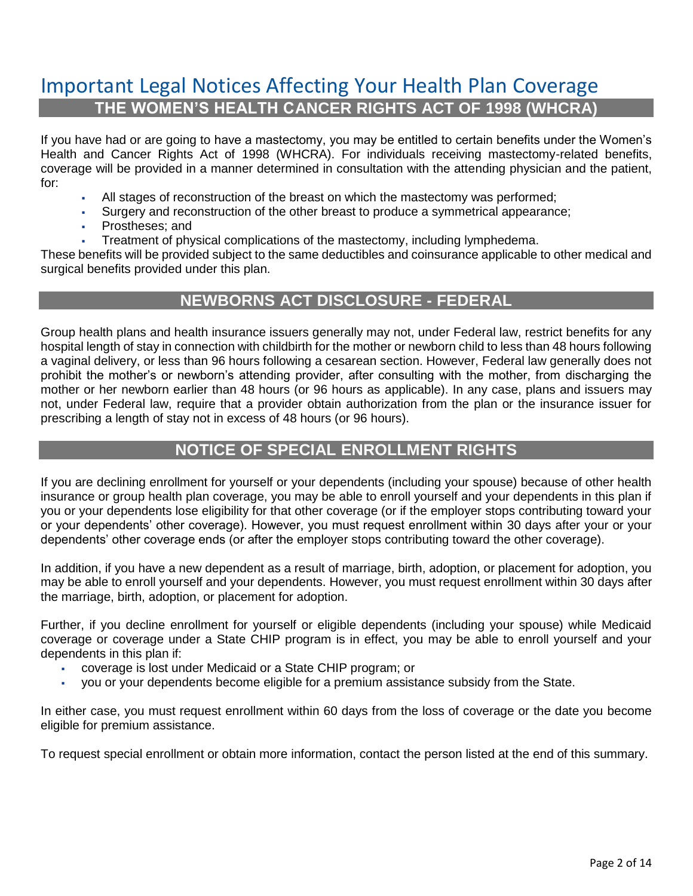# Important Legal Notices Affecting Your Health Plan Coverage

## THE WOMEN'S HEALTH CANCER RIGHTS ACT OF 1998 (WHCRA)

If you have had or are going to have a mastectomy, you may be entitled to certain benefits under the Women's Health and Cancer Rights Act of 1998 (WHCRA). For individuals receiving mastectomy-related benefits, coverage will be provided in a manner determined in consultation with the attending physician and the patient, for:

- All stages of reconstruction of the breast on which the mastectomy was performed;
- Surgery and reconstruction of the other breast to produce a symmetrical appearance;
- Prostheses; and
- Treatment of physical complications of the mastectomy, including lymphedema.

These benefits will be provided subject to the same deductibles and coinsurance applicable to other medical and surgical benefits provided under this plan.

## NEWBORNS ACT DISCLOSURE - FEDERAL

Group health plans and health insurance issuers generally may not, under Federal law, restrict benefits for any hospital length of stay in connection with childbirth for the mother or newborn child to less than 48 hours following a vaginal delivery, or less than 96 hours following a cesarean section. However, Federal law generally does not prohibit the mother's or newborn's attending provider, after consulting with the mother, from discharging the mother or her newborn earlier than 48 hours (or 96 hours as applicable). In any case, plans and issuers may not, under Federal law, require that a provider obtain authorization from the plan or the insurance issuer for prescribing a length of stay not in excess of 48 hours (or 96 hours).

## NOTICE OF SPECIAL ENROLLMENT RIGHTS

If you are declining enrollment for yourself or your dependents (including your spouse) because of other health insurance or group health plan coverage, you may be able to enroll yourself and your dependents in this plan if you or your dependents lose eligibility for that other coverage (or if the employer stops contributing toward your or your dependents' other coverage). However, you must request enrollment within 30 days after your or your dependents' other coverage ends (or after the employer stops contributing toward the other coverage).

In addition, if you have a new dependent as a result of marriage, birth, adoption, or placement for adoption, you may be able to enroll yourself and your dependents. However, you must request enrollment within 30 days after the marriage, birth, adoption, or placement for adoption.

Further, if you decline enrollment for yourself or eligible dependents (including your spouse) while Medicaid coverage or coverage under a State CHIP program is in effect, you may be able to enroll yourself and your dependents in this plan if:

- coverage is lost under Medicaid or a State CHIP program; or
- you or your dependents become eligible for a premium assistance subsidy from the State.

In either case, you must request enrollment within 60 days from the loss of coverage or the date you become eligible for premium assistance.

To request special enrollment or obtain more information, contact the person listed at the end of this summary.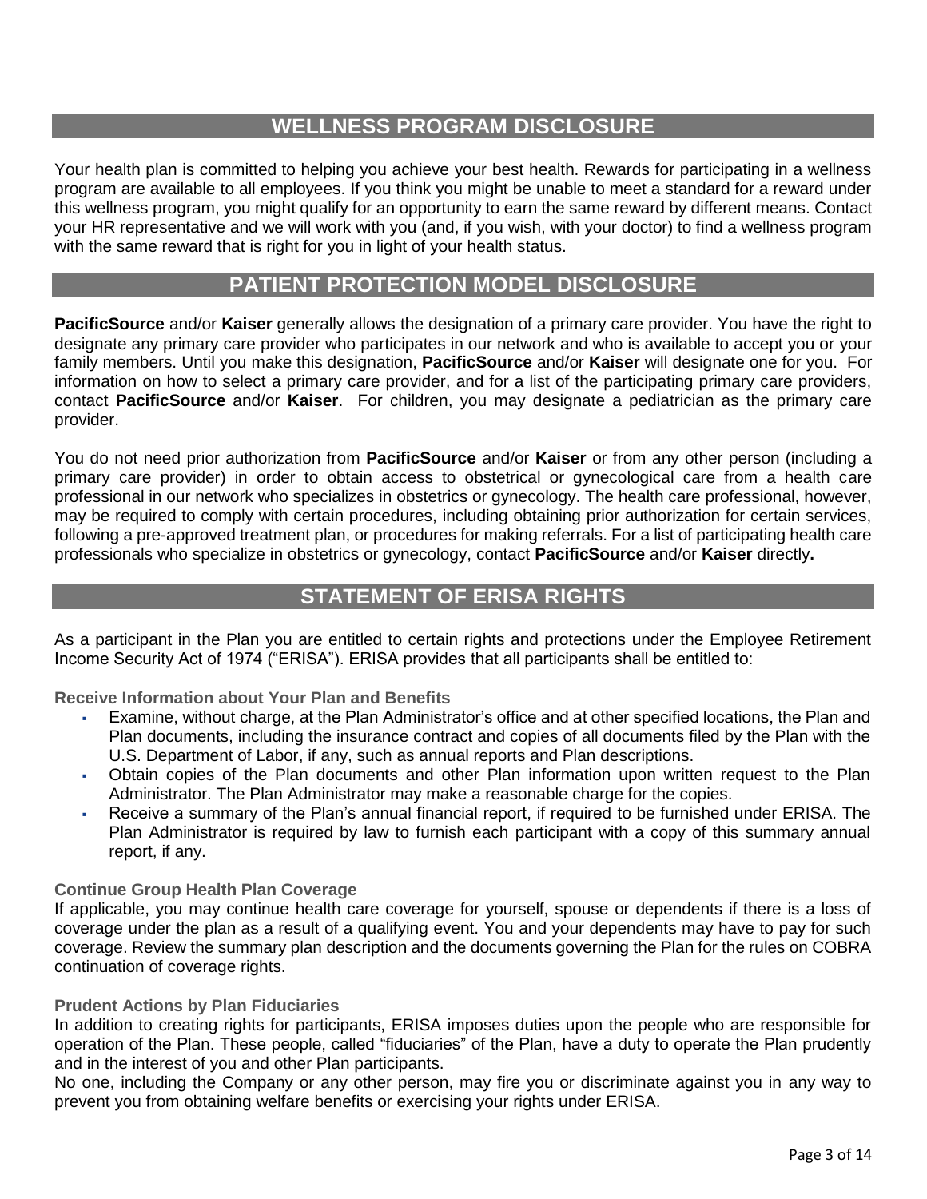## WELLNESS PROGRAM DISCLOSURE

Your health plan is committed to helping you achieve your best health. Rewards for participating in a wellness program are available to all employees. If you think you might be unable to meet a standard for a reward under this wellness program, you might qualify for an opportunity to earn the same reward by different means. Contact your HR representative and we will work with you (and, if you wish, with your doctor) to find a wellness program with the same reward that is right for you in light of your health status.

## PATIENT PROTECTION MODEL DISCLOSURE

**PacificSource** and/or **Kaiser** generally allows the designation of a primary care provider. You have the right to designate any primary care provider who participates in our network and who is available to accept you or your family members. Until you make this designation, **PacificSource** and/or **Kaiser** will designate one for you. For information on how to select a primary care provider, and for a list of the participating primary care providers, contact **PacificSource** and/or **Kaiser**. For children, you may designate a pediatrician as the primary care provider.

You do not need prior authorization from **PacificSource** and/or **Kaiser** or from any other person (including a primary care provider) in order to obtain access to obstetrical or gynecological care from a health care professional in our network who specializes in obstetrics or gynecology. The health care professional, however, may be required to comply with certain procedures, including obtaining prior authorization for certain services, following a pre-approved treatment plan, or procedures for making referrals. For a list of participating health care professionals who specialize in obstetrics or gynecology, contact **PacificSource** and/or **Kaiser** directly**.**

## STATEMENT OF ERISA RIGHTS

As a participant in the Plan you are entitled to certain rights and protections under the Employee Retirement Income Security Act of 1974 ("ERISA"). ERISA provides that all participants shall be entitled to:

### Receive Information about Your Plan and Benefits

- Examine, without charge, at the Plan Administrator's office and at other specified locations, the Plan and Plan documents, including the insurance contract and copies of all documents filed by the Plan with the U.S. Department of Labor, if any, such as annual reports and Plan descriptions.
- Obtain copies of the Plan documents and other Plan information upon written request to the Plan Administrator. The Plan Administrator may make a reasonable charge for the copies.
- Receive a summary of the Plan's annual financial report, if required to be furnished under ERISA. The Plan Administrator is required by law to furnish each participant with a copy of this summary annual report, if any.

### Continue Group Health Plan Coverage

If applicable, you may continue health care coverage for yourself, spouse or dependents if there is a loss of coverage under the plan as a result of a qualifying event. You and your dependents may have to pay for such coverage. Review the summary plan description and the documents governing the Plan for the rules on COBRA continuation of coverage rights.

### Prudent Actions by Plan Fiduciaries

In addition to creating rights for participants, ERISA imposes duties upon the people who are responsible for operation of the Plan. These people, called "fiduciaries" of the Plan, have a duty to operate the Plan prudently and in the interest of you and other Plan participants.

No one, including the Company or any other person, may fire you or discriminate against you in any way to prevent you from obtaining welfare benefits or exercising your rights under ERISA.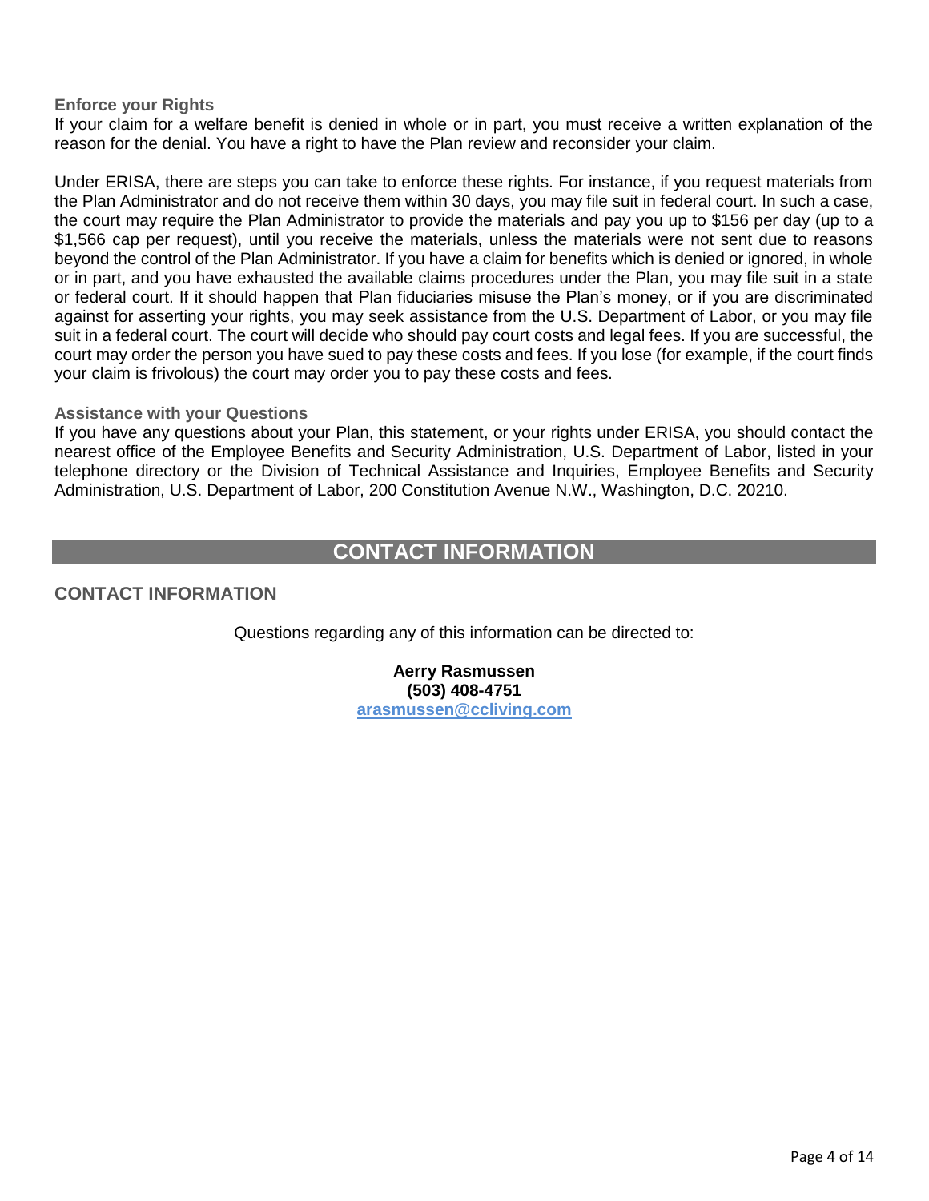### Enforce your Rights

If your claim for a welfare benefit is denied in whole or in part, you must receive a written explanation of the reason for the denial. You have a right to have the Plan review and reconsider your claim.

Under ERISA, there are steps you can take to enforce these rights. For instance, if you request materials from the Plan Administrator and do not receive them within 30 days, you may file suit in federal court. In such a case, the court may require the Plan Administrator to provide the materials and pay you up to $156 per day (up to a $1,566 cap per request), until you receive the materials, unless the materials were not sent due to reasons beyond the control of the Plan Administrator. If you have a claim for benefits which is denied or ignored, in whole or in part, and you have exhausted the available claims procedures under the Plan, you may file suit in a state or federal court. If it should happen that Plan fiduciaries misuse the Plan's money, or if you are discriminated against for asserting your rights, you may seek assistance from the U.S. Department of Labor, or you may file suit in a federal court. The court will decide who should pay court costs and legal fees. If you are successful, the court may order the person you have sued to pay these costs and fees. If you lose (for example, if the court finds your claim is frivolous) the court may order you to pay these costs and fees.

### Assistance with your Questions

If you have any questions about your Plan, this statement, or your rights under ERISA, you should contact the nearest office of the Employee Benefits and Security Administration, U.S. Department of Labor, listed in your telephone directory or the Division of Technical Assistance and Inquiries, Employee Benefits and Security Administration, U.S. Department of Labor, 200 Constitution Avenue N.W., Washington, D.C. 20210.

# CONTACT INFORMATION

## CONTACT INFORMATION

Questions regarding any of this information can be directed to:

**Aerry Rasmussen**
**(503) 408-4751**
**arasmussen@ccliving.com**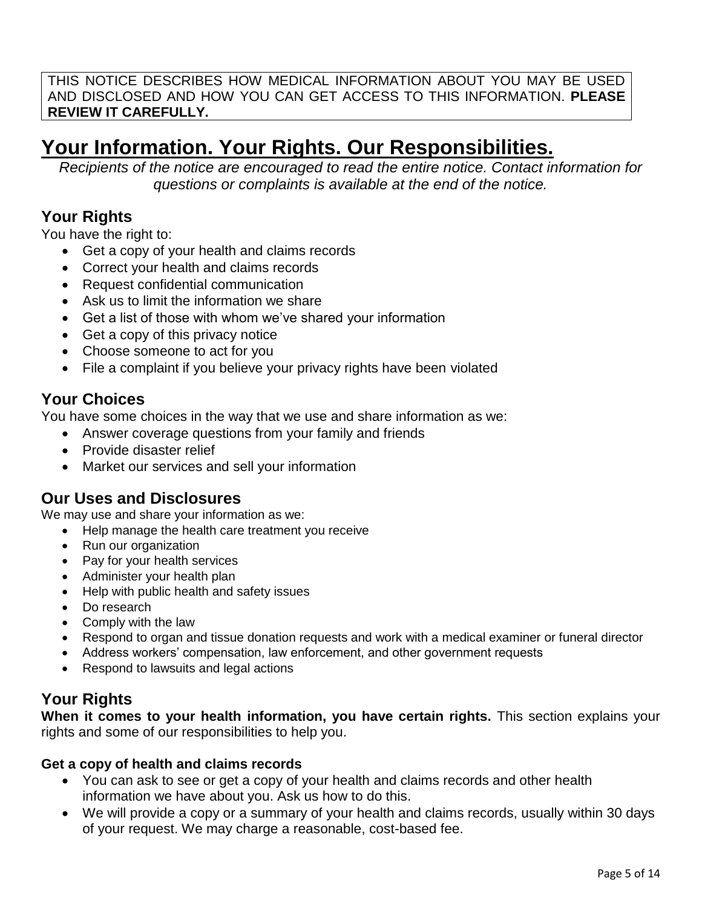THIS NOTICE DESCRIBES HOW MEDICAL INFORMATION ABOUT YOU MAY BE USED AND DISCLOSED AND HOW YOU CAN GET ACCESS TO THIS INFORMATION. **PLEASE REVIEW IT CAREFULLY.**

# Your Information. Your Rights. Our Responsibilities.

*Recipients of the notice are encouraged to read the entire notice. Contact information for questions or complaints is available at the end of the notice.*

## Your Rights

You have the right to:

- Get a copy of your health and claims records
- Correct your health and claims records
- Request confidential communication
- Ask us to limit the information we share
- Get a list of those with whom we've shared your information
- Get a copy of this privacy notice
- Choose someone to act for you
- File a complaint if you believe your privacy rights have been violated

## Your Choices

You have some choices in the way that we use and share information as we:

- Answer coverage questions from your family and friends
- Provide disaster relief
- Market our services and sell your information

## Our Uses and Disclosures

We may use and share your information as we:

- Help manage the health care treatment you receive
- Run our organization
- Pay for your health services
- Administer your health plan
- Help with public health and safety issues
- Do research
- Comply with the law
- Respond to organ and tissue donation requests and work with a medical examiner or funeral director
- Address workers' compensation, law enforcement, and other government requests
- Respond to lawsuits and legal actions

## Your Rights

**When it comes to your health information, you have certain rights.** This section explains your rights and some of our responsibilities to help you.

### Get a copy of health and claims records

- You can ask to see or get a copy of your health and claims records and other health information we have about you. Ask us how to do this.
- We will provide a copy or a summary of your health and claims records, usually within 30 days of your request. We may charge a reasonable, cost-based fee.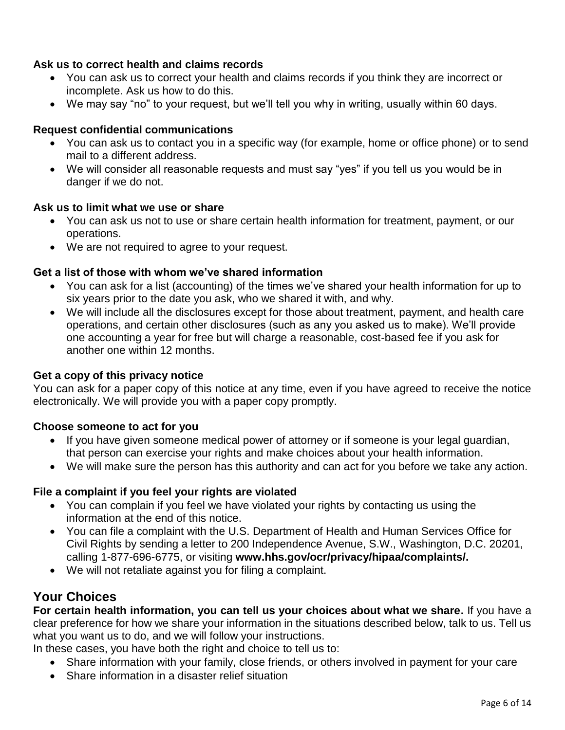### Ask us to correct health and claims records

- You can ask us to correct your health and claims records if you think they are incorrect or incomplete. Ask us how to do this.
- We may say "no" to your request, but we'll tell you why in writing, usually within 60 days.

### Request confidential communications

- You can ask us to contact you in a specific way (for example, home or office phone) or to send mail to a different address.
- We will consider all reasonable requests and must say "yes" if you tell us you would be in danger if we do not.

### Ask us to limit what we use or share

- You can ask us not to use or share certain health information for treatment, payment, or our operations.
- We are not required to agree to your request.

### Get a list of those with whom we've shared information

- You can ask for a list (accounting) of the times we've shared your health information for up to six years prior to the date you ask, who we shared it with, and why.
- We will include all the disclosures except for those about treatment, payment, and health care operations, and certain other disclosures (such as any you asked us to make). We'll provide one accounting a year for free but will charge a reasonable, cost-based fee if you ask for another one within 12 months.

### Get a copy of this privacy notice

You can ask for a paper copy of this notice at any time, even if you have agreed to receive the notice electronically. We will provide you with a paper copy promptly.

### Choose someone to act for you

- If you have given someone medical power of attorney or if someone is your legal guardian, that person can exercise your rights and make choices about your health information.
- We will make sure the person has this authority and can act for you before we take any action.

### File a complaint if you feel your rights are violated

- You can complain if you feel we have violated your rights by contacting us using the information at the end of this notice.
- You can file a complaint with the U.S. Department of Health and Human Services Office for Civil Rights by sending a letter to 200 Independence Avenue, S.W., Washington, D.C. 20201, calling 1-877-696-6775, or visiting **www.hhs.gov/ocr/privacy/hipaa/complaints/.**
- We will not retaliate against you for filing a complaint.

## Your Choices

**For certain health information, you can tell us your choices about what we share.** If you have a clear preference for how we share your information in the situations described below, talk to us. Tell us what you want us to do, and we will follow your instructions.

In these cases, you have both the right and choice to tell us to:

- Share information with your family, close friends, or others involved in payment for your care
- Share information in a disaster relief situation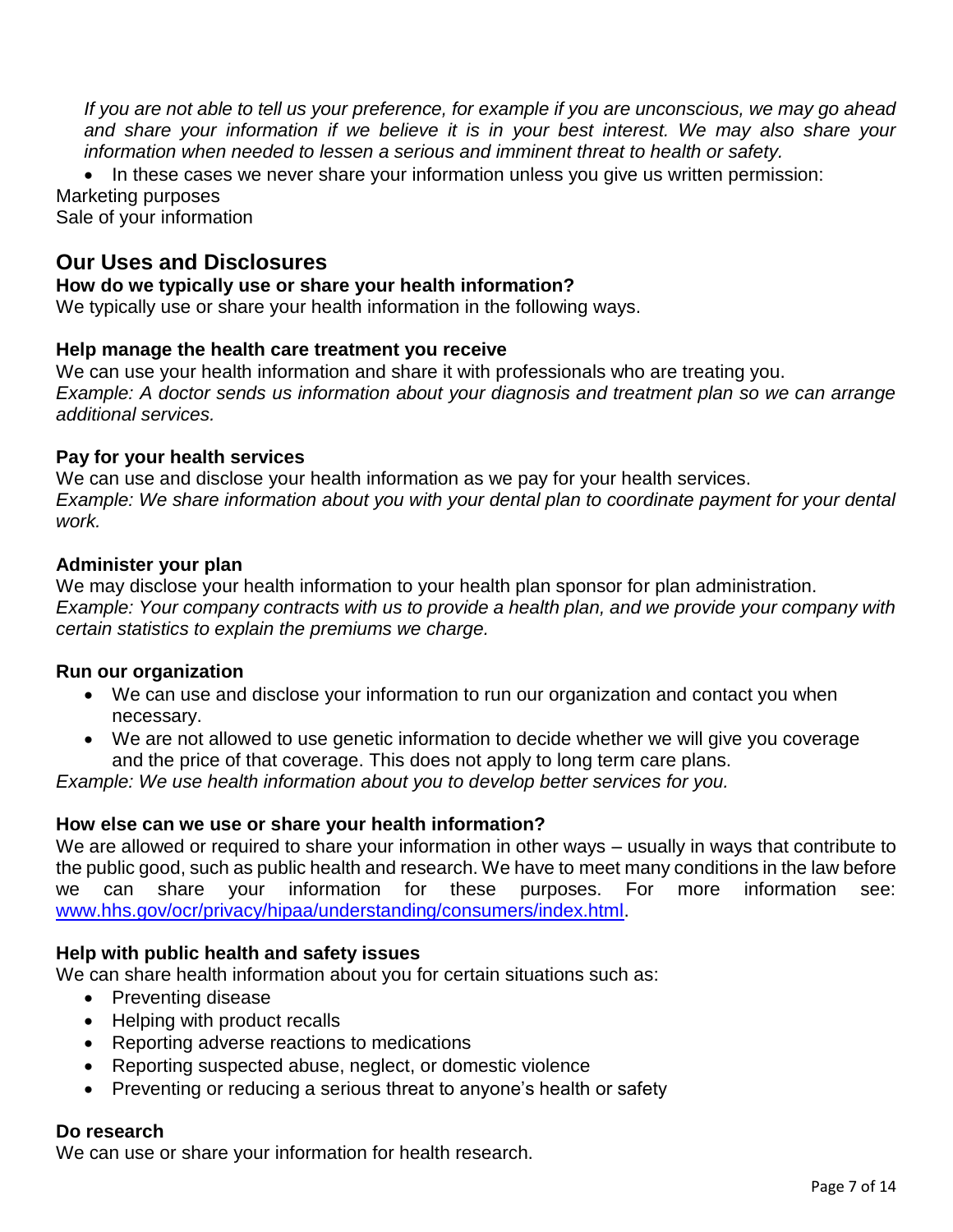*If you are not able to tell us your preference, for example if you are unconscious, we may go ahead and share your information if we believe it is in your best interest. We may also share your information when needed to lessen a serious and imminent threat to health or safety.*

- In these cases we never share your information unless you give us written permission:

Marketing purposes
Sale of your information

## Our Uses and Disclosures

**How do we typically use or share your health information?**
We typically use or share your health information in the following ways.

**Help manage the health care treatment you receive**
We can use your health information and share it with professionals who are treating you.
*Example: A doctor sends us information about your diagnosis and treatment plan so we can arrange additional services.*

**Pay for your health services**
We can use and disclose your health information as we pay for your health services.
*Example: We share information about you with your dental plan to coordinate payment for your dental work.*

**Administer your plan**
We may disclose your health information to your health plan sponsor for plan administration.
*Example: Your company contracts with us to provide a health plan, and we provide your company with certain statistics to explain the premiums we charge.*

**Run our organization**

- We can use and disclose your information to run our organization and contact you when necessary.
- We are not allowed to use genetic information to decide whether we will give you coverage and the price of that coverage. This does not apply to long term care plans.

*Example: We use health information about you to develop better services for you.*

**How else can we use or share your health information?**
We are allowed or required to share your information in other ways – usually in ways that contribute to the public good, such as public health and research. We have to meet many conditions in the law before we can share your information for these purposes. For more information see: [www.hhs.gov/ocr/privacy/hipaa/understanding/consumers/index.html](www.hhs.gov/ocr/privacy/hipaa/understanding/consumers/index.html).

**Help with public health and safety issues**
We can share health information about you for certain situations such as:

- Preventing disease
- Helping with product recalls
- Reporting adverse reactions to medications
- Reporting suspected abuse, neglect, or domestic violence
- Preventing or reducing a serious threat to anyone's health or safety

**Do research**
We can use or share your information for health research.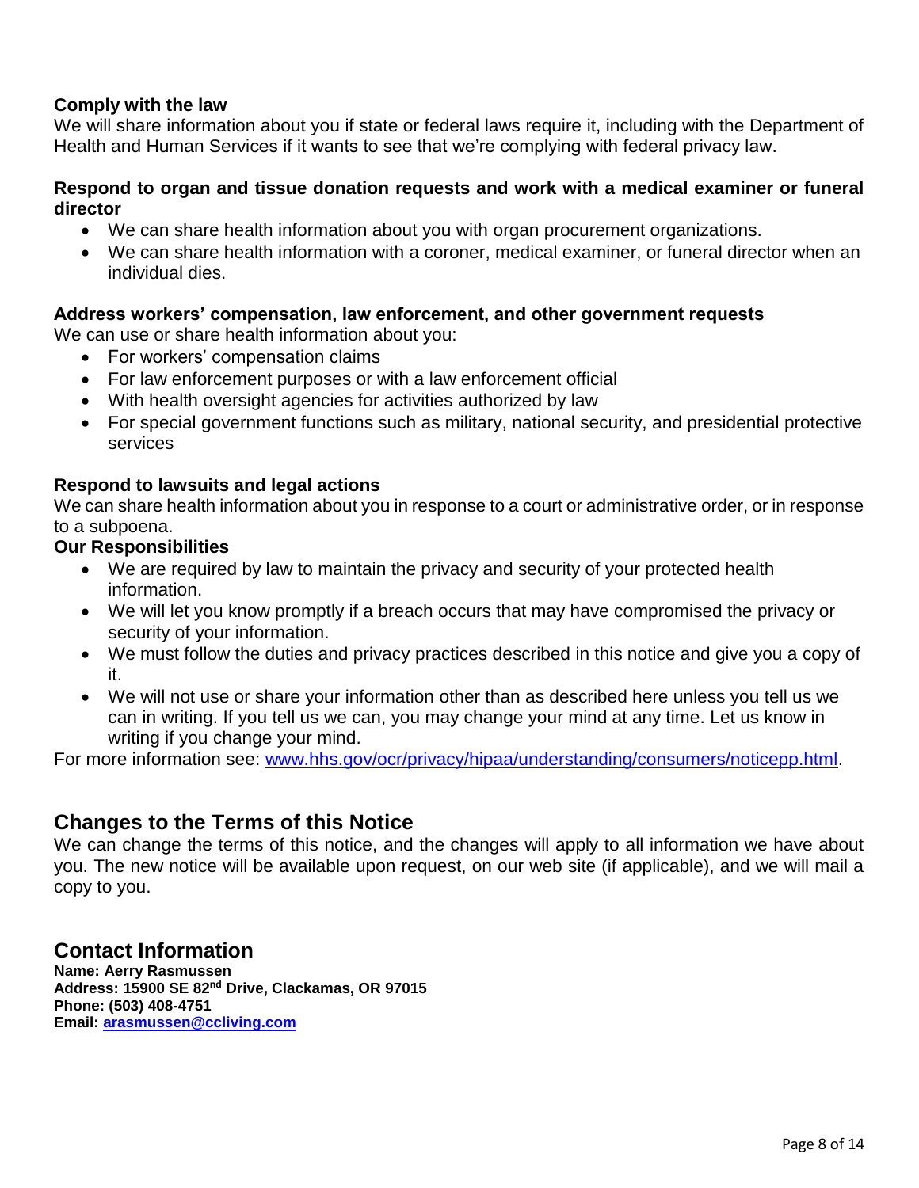**Comply with the law**

We will share information about you if state or federal laws require it, including with the Department of Health and Human Services if it wants to see that we're complying with federal privacy law.

**Respond to organ and tissue donation requests and work with a medical examiner or funeral director**

- We can share health information about you with organ procurement organizations.
- We can share health information with a coroner, medical examiner, or funeral director when an individual dies.

**Address workers' compensation, law enforcement, and other government requests**

We can use or share health information about you:

- For workers' compensation claims
- For law enforcement purposes or with a law enforcement official
- With health oversight agencies for activities authorized by law
- For special government functions such as military, national security, and presidential protective services

**Respond to lawsuits and legal actions**

We can share health information about you in response to a court or administrative order, or in response to a subpoena.

**Our Responsibilities**

- We are required by law to maintain the privacy and security of your protected health information.
- We will let you know promptly if a breach occurs that may have compromised the privacy or security of your information.
- We must follow the duties and privacy practices described in this notice and give you a copy of it.
- We will not use or share your information other than as described here unless you tell us we can in writing. If you tell us we can, you may change your mind at any time. Let us know in writing if you change your mind.

For more information see: [www.hhs.gov/ocr/privacy/hipaa/understanding/consumers/noticepp.html](http://www.hhs.gov/ocr/privacy/hipaa/understanding/consumers/noticepp.html).

## Changes to the Terms of this Notice

We can change the terms of this notice, and the changes will apply to all information we have about you. The new notice will be available upon request, on our web site (if applicable), and we will mail a copy to you.

## Contact Information

**Name: Aerry Rasmussen**
**Address: 15900 SE 82nd Drive, Clackamas, OR 97015**
**Phone: (503) 408-4751**
**Email: [arasmussen@ccliving.com](mailto:arasmussen@ccliving.com)**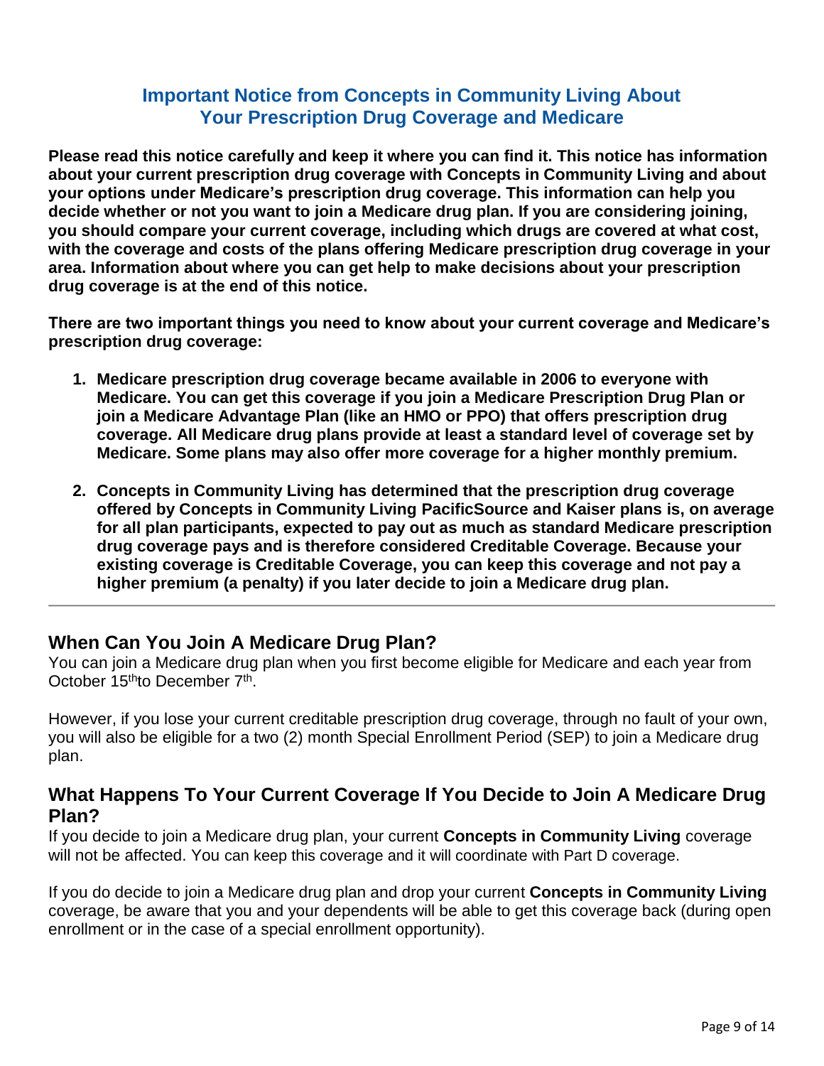# Important Notice from Concepts in Community Living About Your Prescription Drug Coverage and Medicare

**Please read this notice carefully and keep it where you can find it. This notice has information about your current prescription drug coverage with Concepts in Community Living and about your options under Medicare's prescription drug coverage. This information can help you decide whether or not you want to join a Medicare drug plan. If you are considering joining, you should compare your current coverage, including which drugs are covered at what cost, with the coverage and costs of the plans offering Medicare prescription drug coverage in your area. Information about where you can get help to make decisions about your prescription drug coverage is at the end of this notice.**

**There are two important things you need to know about your current coverage and Medicare's prescription drug coverage:**

1. **Medicare prescription drug coverage became available in 2006 to everyone with Medicare. You can get this coverage if you join a Medicare Prescription Drug Plan or join a Medicare Advantage Plan (like an HMO or PPO) that offers prescription drug coverage. All Medicare drug plans provide at least a standard level of coverage set by Medicare. Some plans may also offer more coverage for a higher monthly premium.**

2. **Concepts in Community Living has determined that the prescription drug coverage offered by Concepts in Community Living PacificSource and Kaiser plans is, on average for all plan participants, expected to pay out as much as standard Medicare prescription drug coverage pays and is therefore considered Creditable Coverage. Because your existing coverage is Creditable Coverage, you can keep this coverage and not pay a higher premium (a penalty) if you later decide to join a Medicare drug plan.**

---

## When Can You Join A Medicare Drug Plan?

You can join a Medicare drug plan when you first become eligible for Medicare and each year from October 15th to December 7th.

However, if you lose your current creditable prescription drug coverage, through no fault of your own, you will also be eligible for a two (2) month Special Enrollment Period (SEP) to join a Medicare drug plan.

## What Happens To Your Current Coverage If You Decide to Join A Medicare Drug Plan?

If you decide to join a Medicare drug plan, your current **Concepts in Community Living** coverage will not be affected. You can keep this coverage and it will coordinate with Part D coverage.

If you do decide to join a Medicare drug plan and drop your current **Concepts in Community Living** coverage, be aware that you and your dependents will be able to get this coverage back (during open enrollment or in the case of a special enrollment opportunity).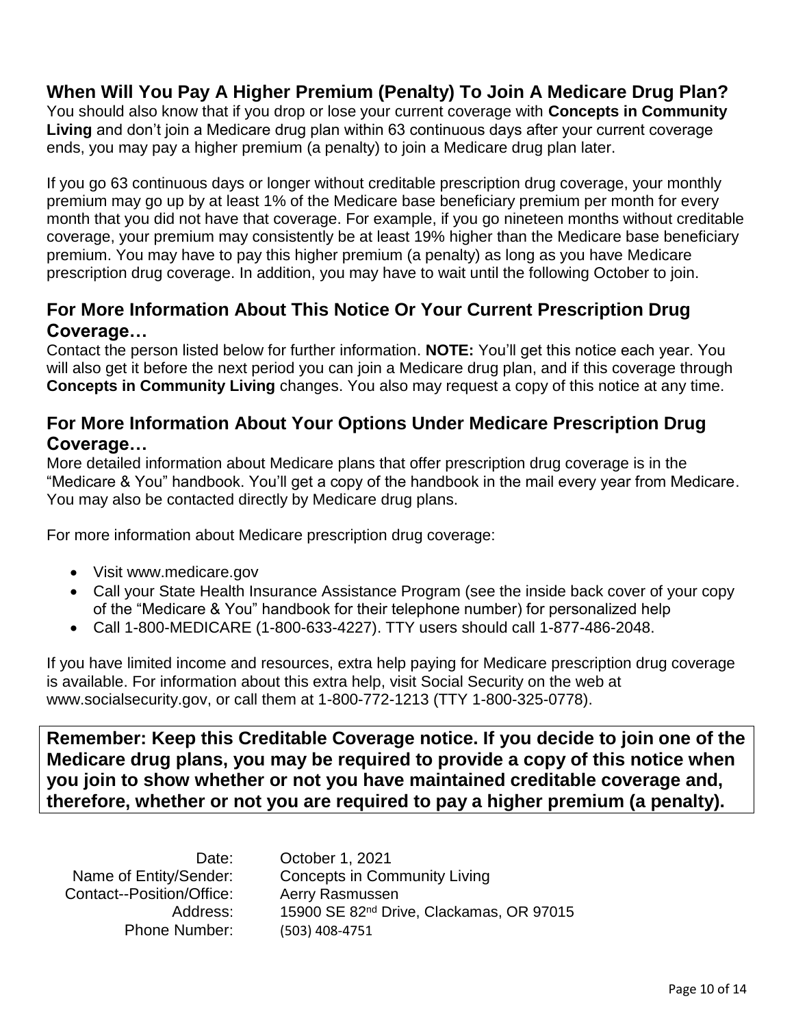## When Will You Pay A Higher Premium (Penalty) To Join A Medicare Drug Plan?

You should also know that if you drop or lose your current coverage with **Concepts in Community Living** and don't join a Medicare drug plan within 63 continuous days after your current coverage ends, you may pay a higher premium (a penalty) to join a Medicare drug plan later.

If you go 63 continuous days or longer without creditable prescription drug coverage, your monthly premium may go up by at least 1% of the Medicare base beneficiary premium per month for every month that you did not have that coverage. For example, if you go nineteen months without creditable coverage, your premium may consistently be at least 19% higher than the Medicare base beneficiary premium. You may have to pay this higher premium (a penalty) as long as you have Medicare prescription drug coverage. In addition, you may have to wait until the following October to join.

## For More Information About This Notice Or Your Current Prescription Drug Coverage…

Contact the person listed below for further information. **NOTE:** You'll get this notice each year. You will also get it before the next period you can join a Medicare drug plan, and if this coverage through **Concepts in Community Living** changes. You also may request a copy of this notice at any time.

## For More Information About Your Options Under Medicare Prescription Drug Coverage…

More detailed information about Medicare plans that offer prescription drug coverage is in the "Medicare & You" handbook. You'll get a copy of the handbook in the mail every year from Medicare. You may also be contacted directly by Medicare drug plans.

For more information about Medicare prescription drug coverage:

- Visit www.medicare.gov
- Call your State Health Insurance Assistance Program (see the inside back cover of your copy of the "Medicare & You" handbook for their telephone number) for personalized help
- Call 1-800-MEDICARE (1-800-633-4227). TTY users should call 1-877-486-2048.

If you have limited income and resources, extra help paying for Medicare prescription drug coverage is available. For information about this extra help, visit Social Security on the web at www.socialsecurity.gov, or call them at 1-800-772-1213 (TTY 1-800-325-0778).

**Remember: Keep this Creditable Coverage notice. If you decide to join one of the Medicare drug plans, you may be required to provide a copy of this notice when you join to show whether or not you have maintained creditable coverage and, therefore, whether or not you are required to pay a higher premium (a penalty).**

| | |
|---|---|
| Date: | October 1, 2021 |
| Name of Entity/Sender: | Concepts in Community Living |
| Contact--Position/Office: | Aerry Rasmussen |
| Address: | 15900 SE 82nd Drive, Clackamas, OR 97015 |
| Phone Number: | (503) 408-4751 |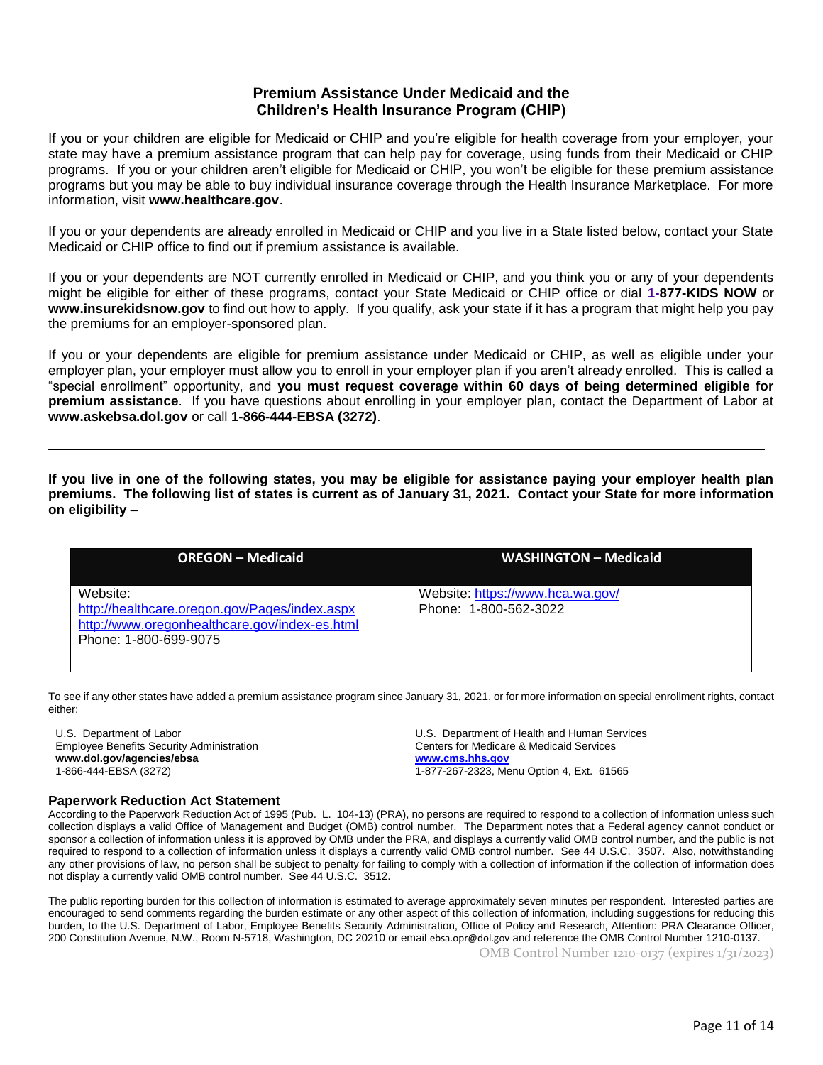## Premium Assistance Under Medicaid and the Children's Health Insurance Program (CHIP)

If you or your children are eligible for Medicaid or CHIP and you're eligible for health coverage from your employer, your state may have a premium assistance program that can help pay for coverage, using funds from their Medicaid or CHIP programs. If you or your children aren't eligible for Medicaid or CHIP, you won't be eligible for these premium assistance programs but you may be able to buy individual insurance coverage through the Health Insurance Marketplace. For more information, visit **www.healthcare.gov**.

If you or your dependents are already enrolled in Medicaid or CHIP and you live in a State listed below, contact your State Medicaid or CHIP office to find out if premium assistance is available.

If you or your dependents are NOT currently enrolled in Medicaid or CHIP, and you think you or any of your dependents might be eligible for either of these programs, contact your State Medicaid or CHIP office or dial **1-877-KIDS NOW** or **www.insurekidsnow.gov** to find out how to apply. If you qualify, ask your state if it has a program that might help you pay the premiums for an employer-sponsored plan.

If you or your dependents are eligible for premium assistance under Medicaid or CHIP, as well as eligible under your employer plan, your employer must allow you to enroll in your employer plan if you aren't already enrolled. This is called a "special enrollment" opportunity, and **you must request coverage within 60 days of being determined eligible for premium assistance**. If you have questions about enrolling in your employer plan, contact the Department of Labor at **www.askebsa.dol.gov** or call **1-866-444-EBSA (3272)**.

---

**If you live in one of the following states, you may be eligible for assistance paying your employer health plan premiums. The following list of states is current as of January 31, 2021. Contact your State for more information on eligibility –**

| OREGON – Medicaid | WASHINGTON – Medicaid |
|---|---|
| Website:<br>http://healthcare.oregon.gov/Pages/index.aspx<br>http://www.oregonhealthcare.gov/index-es.html<br>Phone: 1-800-699-9075 | Website: https://www.hca.wa.gov/<br>Phone: 1-800-562-3022 |

To see if any other states have added a premium assistance program since January 31, 2021, or for more information on special enrollment rights, contact either:

U.S. Department of Labor
Employee Benefits Security Administration
**www.dol.gov/agencies/ebsa**
1-866-444-EBSA (3272)

U.S. Department of Health and Human Services
Centers for Medicare & Medicaid Services
**www.cms.hhs.gov**
1-877-267-2323, Menu Option 4, Ext. 61565

### Paperwork Reduction Act Statement

According to the Paperwork Reduction Act of 1995 (Pub. L. 104-13) (PRA), no persons are required to respond to a collection of information unless such collection displays a valid Office of Management and Budget (OMB) control number. The Department notes that a Federal agency cannot conduct or sponsor a collection of information unless it is approved by OMB under the PRA, and displays a currently valid OMB control number, and the public is not required to respond to a collection of information unless it displays a currently valid OMB control number. See 44 U.S.C. 3507. Also, notwithstanding any other provisions of law, no person shall be subject to penalty for failing to comply with a collection of information if the collection of information does not display a currently valid OMB control number. See 44 U.S.C. 3512.

The public reporting burden for this collection of information is estimated to average approximately seven minutes per respondent. Interested parties are encouraged to send comments regarding the burden estimate or any other aspect of this collection of information, including suggestions for reducing this burden, to the U.S. Department of Labor, Employee Benefits Security Administration, Office of Policy and Research, Attention: PRA Clearance Officer, 200 Constitution Avenue, N.W., Room N-5718, Washington, DC 20210 or email ebsa.opr@dol.gov and reference the OMB Control Number 1210-0137.

OMB Control Number 1210-0137 (expires 1/31/2023)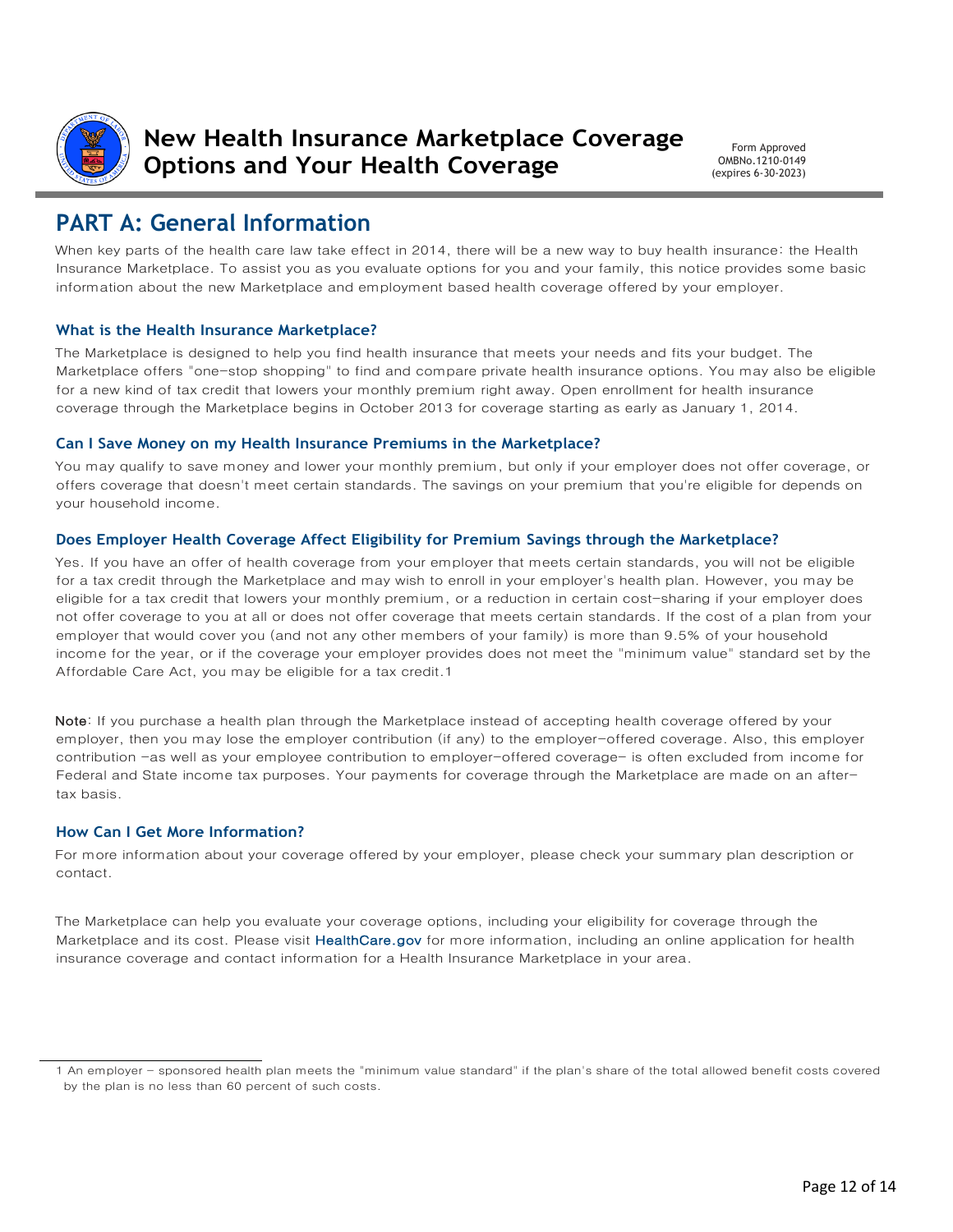# New Health Insurance Marketplace Coverage Options and Your Health Coverage

Form Approved
OMBNo.1210-0149
(expires 6-30-2023)

## PART A: General Information

When key parts of the health care law take effect in 2014, there will be a new way to buy health insurance: the Health Insurance Marketplace. To assist you as you evaluate options for you and your family, this notice provides some basic information about the new Marketplace and employment based health coverage offered by your employer.

### What is the Health Insurance Marketplace?

The Marketplace is designed to help you find health insurance that meets your needs and fits your budget. The Marketplace offers "one-stop shopping" to find and compare private health insurance options. You may also be eligible for a new kind of tax credit that lowers your monthly premium right away. Open enrollment for health insurance coverage through the Marketplace begins in October 2013 for coverage starting as early as January 1, 2014.

### Can I Save Money on my Health Insurance Premiums in the Marketplace?

You may qualify to save money and lower your monthly premium, but only if your employer does not offer coverage, or offers coverage that doesn't meet certain standards. The savings on your premium that you're eligible for depends on your household income.

### Does Employer Health Coverage Affect Eligibility for Premium Savings through the Marketplace?

Yes. If you have an offer of health coverage from your employer that meets certain standards, you will not be eligible for a tax credit through the Marketplace and may wish to enroll in your employer's health plan. However, you may be eligible for a tax credit that lowers your monthly premium, or a reduction in certain cost-sharing if your employer does not offer coverage to you at all or does not offer coverage that meets certain standards. If the cost of a plan from your employer that would cover you (and not any other members of your family) is more than 9.5% of your household income for the year, or if the coverage your employer provides does not meet the "minimum value" standard set by the Affordable Care Act, you may be eligible for a tax credit.[1]

**Note**: If you purchase a health plan through the Marketplace instead of accepting health coverage offered by your employer, then you may lose the employer contribution (if any) to the employer-offered coverage. Also, this employer contribution -as well as your employee contribution to employer-offered coverage- is often excluded from income for Federal and State income tax purposes. Your payments for coverage through the Marketplace are made on an after-tax basis.

### How Can I Get More Information?

For more information about your coverage offered by your employer, please check your summary plan description or contact.

The Marketplace can help you evaluate your coverage options, including your eligibility for coverage through the Marketplace and its cost. Please visit HealthCare.gov for more information, including an online application for health insurance coverage and contact information for a Health Insurance Marketplace in your area.

---

1 An employer - sponsored health plan meets the "minimum value standard" if the plan's share of the total allowed benefit costs covered by the plan is no less than 60 percent of such costs.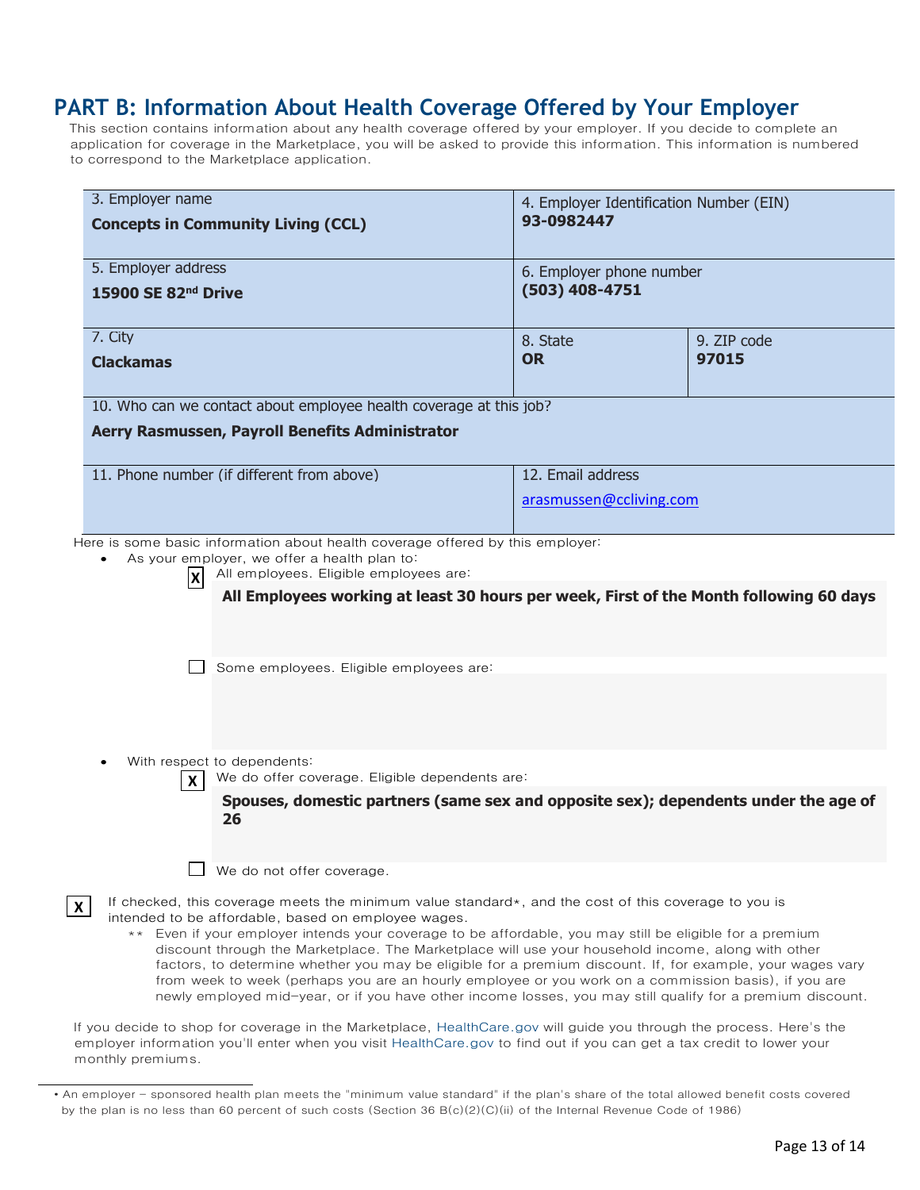## PART B: Information About Health Coverage Offered by Your Employer

This section contains information about any health coverage offered by your employer. If you decide to complete an application for coverage in the Marketplace, you will be asked to provide this information. This information is numbered to correspond to the Marketplace application.

| 3. Employer name<br>**Concepts in Community Living (CCL)** | 4. Employer Identification Number (EIN)<br>**93-0982447** | |
|---|---|---|
| 5. Employer address<br>**15900 SE 82nd Drive** | 6. Employer phone number<br>**(503) 408-4751** | |
| 7. City<br>**Clackamas** | 8. State<br>**OR** | 9. ZIP code<br>**97015** |
| 10. Who can we contact about employee health coverage at this job?<br>**Aerry Rasmussen, Payroll Benefits Administrator** | | |
| 11. Phone number (if different from above) | 12. Email address<br>arasmussen@ccliving.com | |

Here is some basic information about health coverage offered by this employer:

- As your employer, we offer a health plan to:
  - [X] All employees. Eligible employees are:

    **All Employees working at least 30 hours per week, First of the Month following 60 days**

  - [ ] Some employees. Eligible employees are:

- With respect to dependents:
  - [X] We do offer coverage. Eligible dependents are:

    **Spouses, domestic partners (same sex and opposite sex); dependents under the age of 26**

  - [ ] We do not offer coverage.

[X] If checked, this coverage meets the minimum value standard*, and the cost of this coverage to you is intended to be affordable, based on employee wages.

** Even if your employer intends your coverage to be affordable, you may still be eligible for a premium discount through the Marketplace. The Marketplace will use your household income, along with other factors, to determine whether you may be eligible for a premium discount. If, for example, your wages vary from week to week (perhaps you are an hourly employee or you work on a commission basis), if you are newly employed mid-year, or if you have other income losses, you may still qualify for a premium discount.

If you decide to shop for coverage in the Marketplace, HealthCare.gov will guide you through the process. Here's the employer information you'll enter when you visit HealthCare.gov to find out if you can get a tax credit to lower your monthly premiums.

---

• An employer – sponsored health plan meets the "minimum value standard" if the plan's share of the total allowed benefit costs covered by the plan is no less than 60 percent of such costs (Section 36 B(c)(2)(C)(ii) of the Internal Revenue Code of 1986)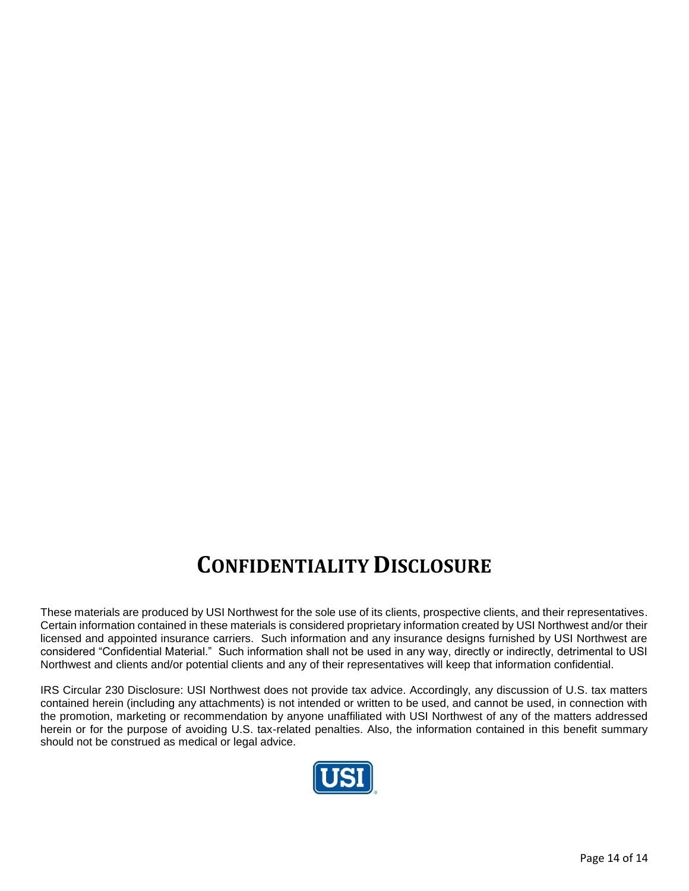# Confidentiality Disclosure

These materials are produced by USI Northwest for the sole use of its clients, prospective clients, and their representatives. Certain information contained in these materials is considered proprietary information created by USI Northwest and/or their licensed and appointed insurance carriers. Such information and any insurance designs furnished by USI Northwest are considered "Confidential Material." Such information shall not be used in any way, directly or indirectly, detrimental to USI Northwest and clients and/or potential clients and any of their representatives will keep that information confidential.

IRS Circular 230 Disclosure: USI Northwest does not provide tax advice. Accordingly, any discussion of U.S. tax matters contained herein (including any attachments) is not intended or written to be used, and cannot be used, in connection with the promotion, marketing or recommendation by anyone unaffiliated with USI Northwest of any of the matters addressed herein or for the purpose of avoiding U.S. tax-related penalties. Also, the information contained in this benefit summary should not be construed as medical or legal advice.

USI